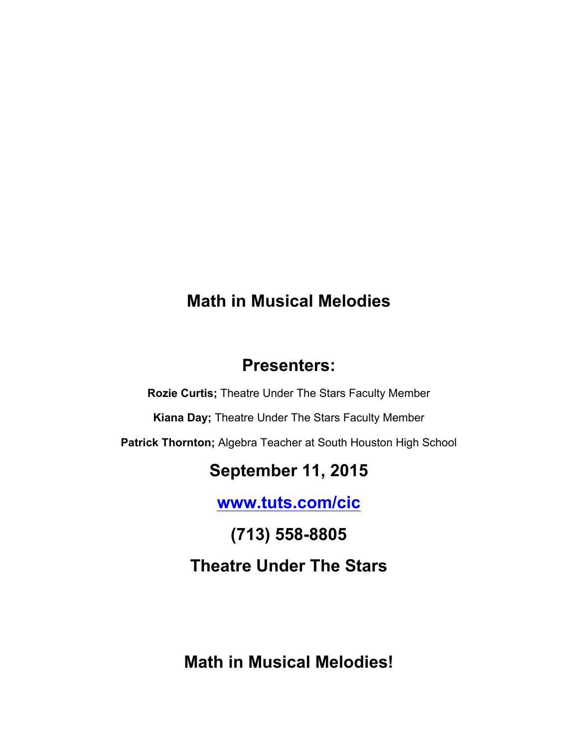# Math in Musical Melodies

## Presenters:

**Rozie Curtis;** Theatre Under The Stars Faculty Member

**Kiana Day;** Theatre Under The Stars Faculty Member

**Patrick Thornton;** Algebra Teacher at South Houston High School

## September 11, 2015

## [www.tuts.com/cic](http://www.tuts.com/cic)

## (713) 558-8805

## Theatre Under The Stars

# Math in Musical Melodies!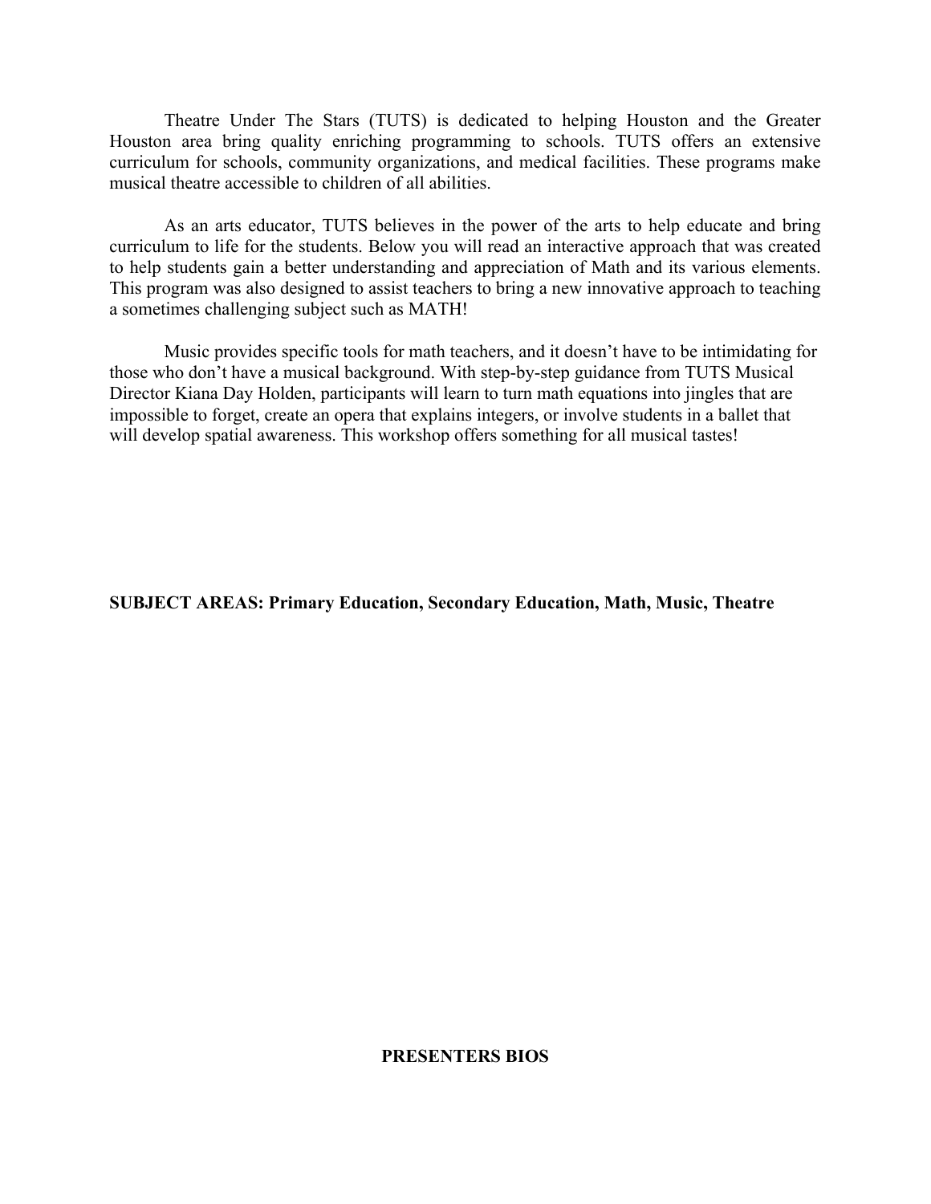Theatre Under The Stars (TUTS) is dedicated to helping Houston and the Greater Houston area bring quality enriching programming to schools. TUTS offers an extensive curriculum for schools, community organizations, and medical facilities. These programs make musical theatre accessible to children of all abilities.

As an arts educator, TUTS believes in the power of the arts to help educate and bring curriculum to life for the students. Below you will read an interactive approach that was created to help students gain a better understanding and appreciation of Math and its various elements. This program was also designed to assist teachers to bring a new innovative approach to teaching a sometimes challenging subject such as MATH!

Music provides specific tools for math teachers, and it doesn't have to be intimidating for those who don't have a musical background. With step-by-step guidance from TUTS Musical Director Kiana Day Holden, participants will learn to turn math equations into jingles that are impossible to forget, create an opera that explains integers, or involve students in a ballet that will develop spatial awareness. This workshop offers something for all musical tastes!

**SUBJECT AREAS: Primary Education, Secondary Education, Math, Music, Theatre**

## PRESENTERS BIOS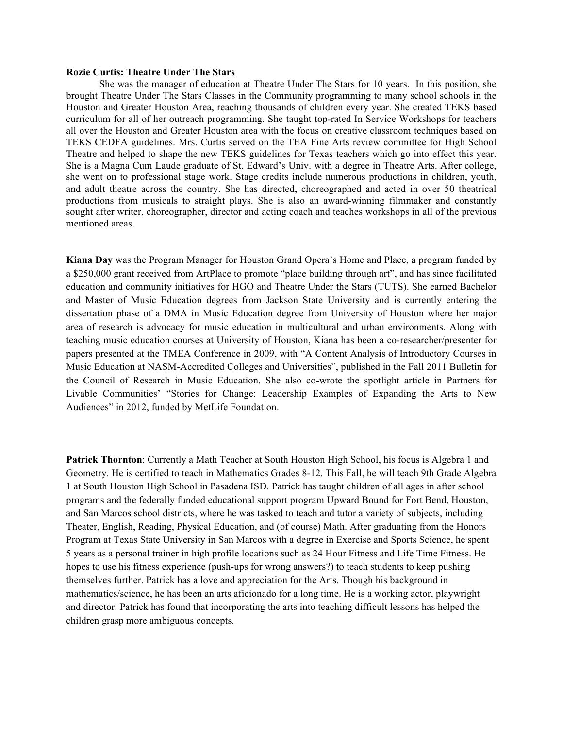**Rozie Curtis: Theatre Under The Stars**

She was the manager of education at Theatre Under The Stars for 10 years. In this position, she brought Theatre Under The Stars Classes in the Community programming to many school schools in the Houston and Greater Houston Area, reaching thousands of children every year. She created TEKS based curriculum for all of her outreach programming. She taught top-rated In Service Workshops for teachers all over the Houston and Greater Houston area with the focus on creative classroom techniques based on TEKS CEDFA guidelines. Mrs. Curtis served on the TEA Fine Arts review committee for High School Theatre and helped to shape the new TEKS guidelines for Texas teachers which go into effect this year. She is a Magna Cum Laude graduate of St. Edward's Univ. with a degree in Theatre Arts. After college, she went on to professional stage work. Stage credits include numerous productions in children, youth, and adult theatre across the country. She has directed, choreographed and acted in over 50 theatrical productions from musicals to straight plays. She is also an award-winning filmmaker and constantly sought after writer, choreographer, director and acting coach and teaches workshops in all of the previous mentioned areas.

**Kiana Day** was the Program Manager for Houston Grand Opera's Home and Place, a program funded by a $250,000 grant received from ArtPlace to promote "place building through art", and has since facilitated education and community initiatives for HGO and Theatre Under the Stars (TUTS). She earned Bachelor and Master of Music Education degrees from Jackson State University and is currently entering the dissertation phase of a DMA in Music Education degree from University of Houston where her major area of research is advocacy for music education in multicultural and urban environments. Along with teaching music education courses at University of Houston, Kiana has been a co-researcher/presenter for papers presented at the TMEA Conference in 2009, with "A Content Analysis of Introductory Courses in Music Education at NASM-Accredited Colleges and Universities", published in the Fall 2011 Bulletin for the Council of Research in Music Education. She also co-wrote the spotlight article in Partners for Livable Communities' "Stories for Change: Leadership Examples of Expanding the Arts to New Audiences" in 2012, funded by MetLife Foundation.

**Patrick Thornton**: Currently a Math Teacher at South Houston High School, his focus is Algebra 1 and Geometry. He is certified to teach in Mathematics Grades 8-12. This Fall, he will teach 9th Grade Algebra 1 at South Houston High School in Pasadena ISD. Patrick has taught children of all ages in after school programs and the federally funded educational support program Upward Bound for Fort Bend, Houston, and San Marcos school districts, where he was tasked to teach and tutor a variety of subjects, including Theater, English, Reading, Physical Education, and (of course) Math. After graduating from the Honors Program at Texas State University in San Marcos with a degree in Exercise and Sports Science, he spent 5 years as a personal trainer in high profile locations such as 24 Hour Fitness and Life Time Fitness. He hopes to use his fitness experience (push-ups for wrong answers?) to teach students to keep pushing themselves further. Patrick has a love and appreciation for the Arts. Though his background in mathematics/science, he has been an arts aficionado for a long time. He is a working actor, playwright and director. Patrick has found that incorporating the arts into teaching difficult lessons has helped the children grasp more ambiguous concepts.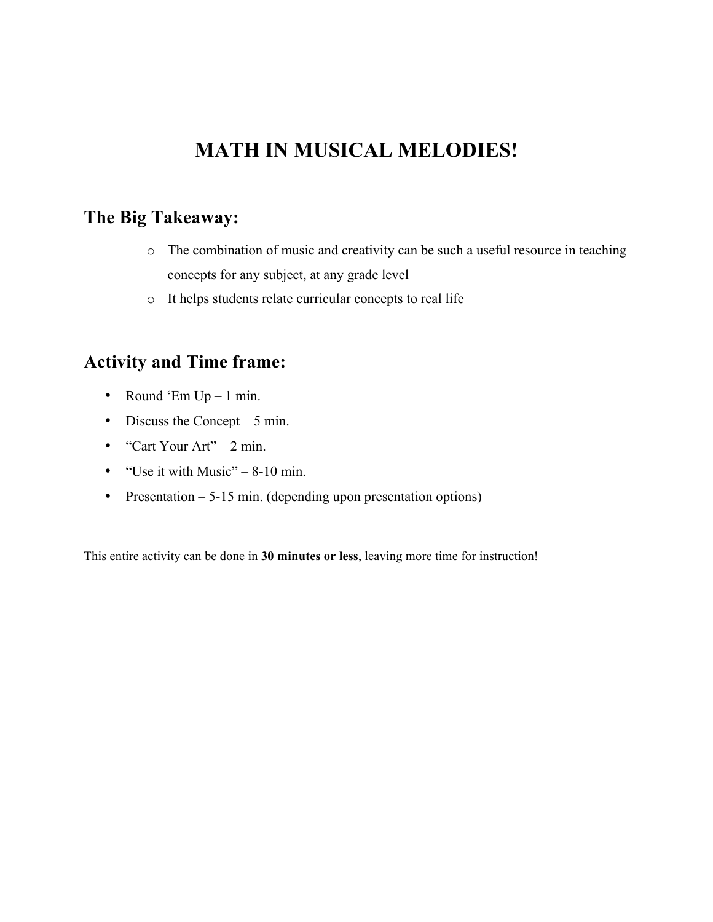# MATH IN MUSICAL MELODIES!

## The Big Takeaway:

- The combination of music and creativity can be such a useful resource in teaching concepts for any subject, at any grade level
- It helps students relate curricular concepts to real life

## Activity and Time frame:

- Round 'Em Up – 1 min.
- Discuss the Concept – 5 min.
- "Cart Your Art" – 2 min.
- "Use it with Music" – 8-10 min.
- Presentation – 5-15 min. (depending upon presentation options)

This entire activity can be done in **30 minutes or less**, leaving more time for instruction!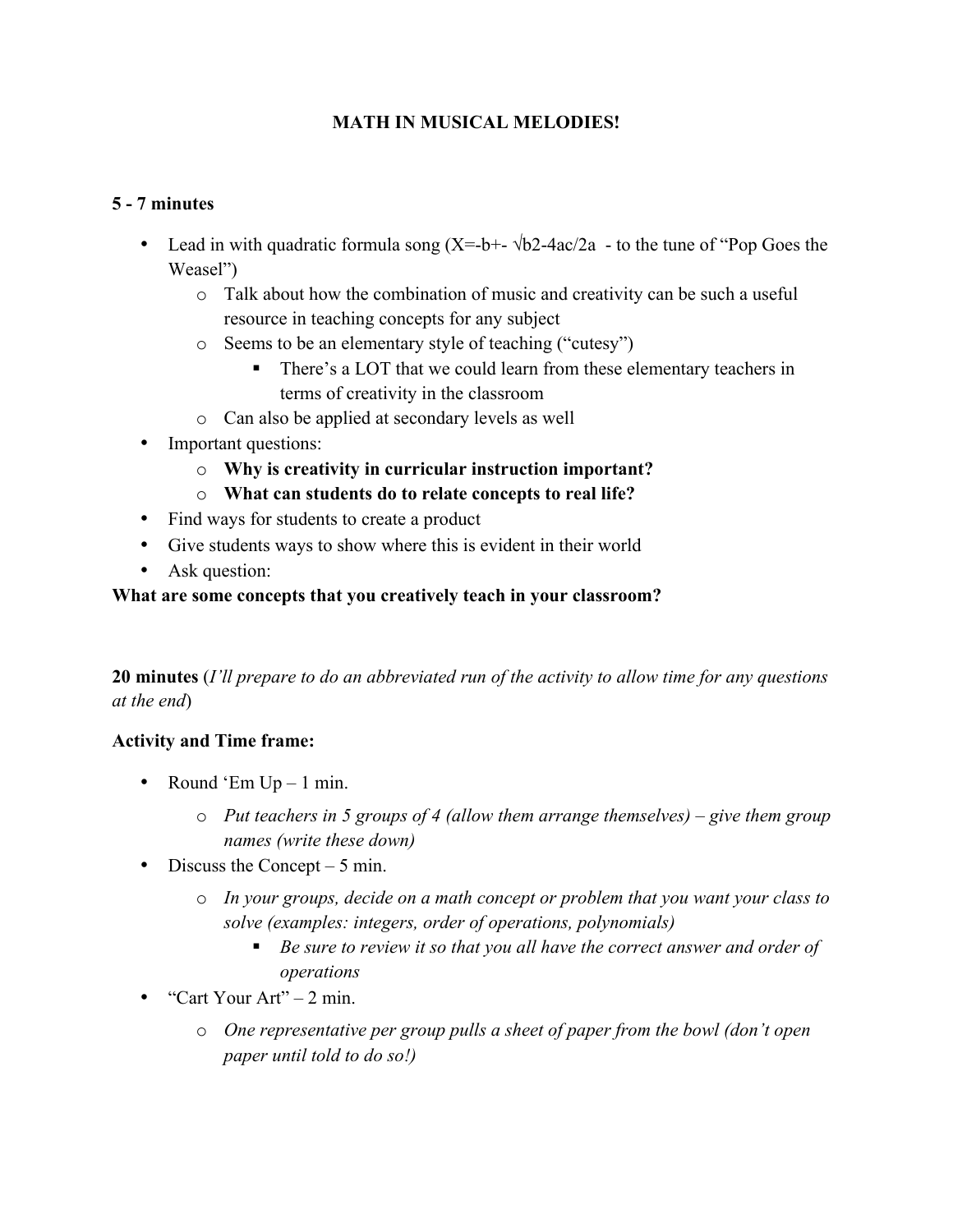# MATH IN MUSICAL MELODIES!

**5 - 7 minutes**

- Lead in with quadratic formula song ($X=-b+- \sqrt{b2-4ac}/2a$ - to the tune of "Pop Goes the Weasel")
    - Talk about how the combination of music and creativity can be such a useful resource in teaching concepts for any subject
    - Seems to be an elementary style of teaching ("cutesy")
        - There's a LOT that we could learn from these elementary teachers in terms of creativity in the classroom
    - Can also be applied at secondary levels as well
- Important questions:
    - **Why is creativity in curricular instruction important?**
    - **What can students do to relate concepts to real life?**
- Find ways for students to create a product
- Give students ways to show where this is evident in their world
- Ask question:

**What are some concepts that you creatively teach in your classroom?**

**20 minutes** (*I'll prepare to do an abbreviated run of the activity to allow time for any questions at the end*)

**Activity and Time frame:**

- Round 'Em Up – 1 min.
    - *Put teachers in 5 groups of 4 (allow them arrange themselves) – give them group names (write these down)*
- Discuss the Concept – 5 min.
    - *In your groups, decide on a math concept or problem that you want your class to solve (examples: integers, order of operations, polynomials)*
        - *Be sure to review it so that you all have the correct answer and order of operations*
- "Cart Your Art" – 2 min.
    - *One representative per group pulls a sheet of paper from the bowl (don't open paper until told to do so!)*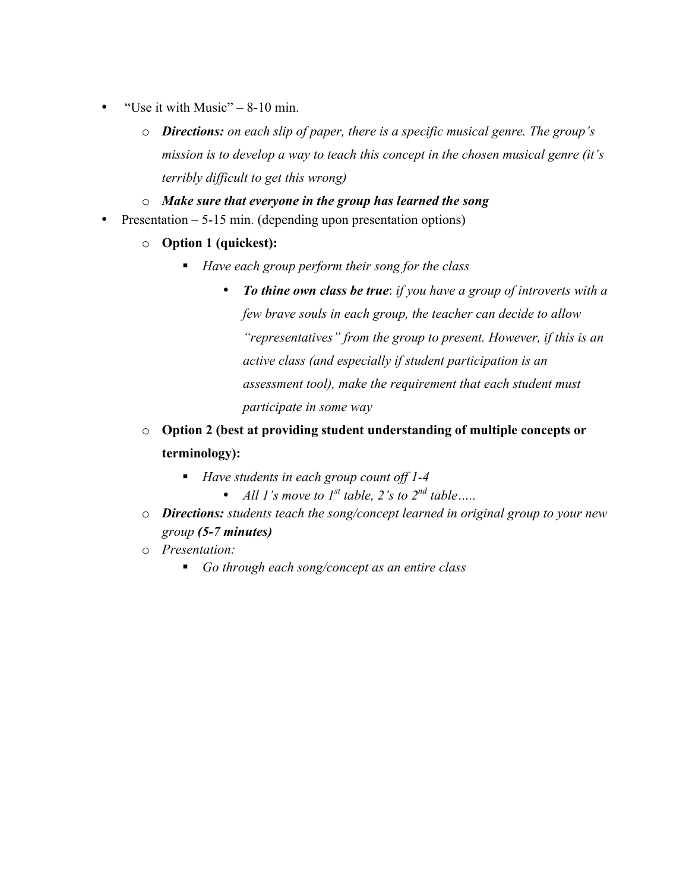- "Use it with Music" – 8-10 min.
  - ***Directions:*** *on each slip of paper, there is a specific musical genre. The group's mission is to develop a way to teach this concept in the chosen musical genre (it's terribly difficult to get this wrong)*
  - ***Make sure that everyone in the group has learned the song***
- Presentation – 5-15 min. (depending upon presentation options)
  - **Option 1 (quickest):**
    - *Have each group perform their song for the class*
      - ***To thine own class be true****: if you have a group of introverts with a few brave souls in each group, the teacher can decide to allow "representatives" from the group to present. However, if this is an active class (and especially if student participation is an assessment tool), make the requirement that each student must participate in some way*
  - **Option 2 (best at providing student understanding of multiple concepts or terminology):**
    - *Have students in each group count off 1-4*
      - *All 1's move to 1st table, 2's to 2nd table…..*
  - ***Directions:*** *students teach the song/concept learned in original group to your new group* ***(5-7 minutes)***
  - *Presentation:*
    - *Go through each song/concept as an entire class*